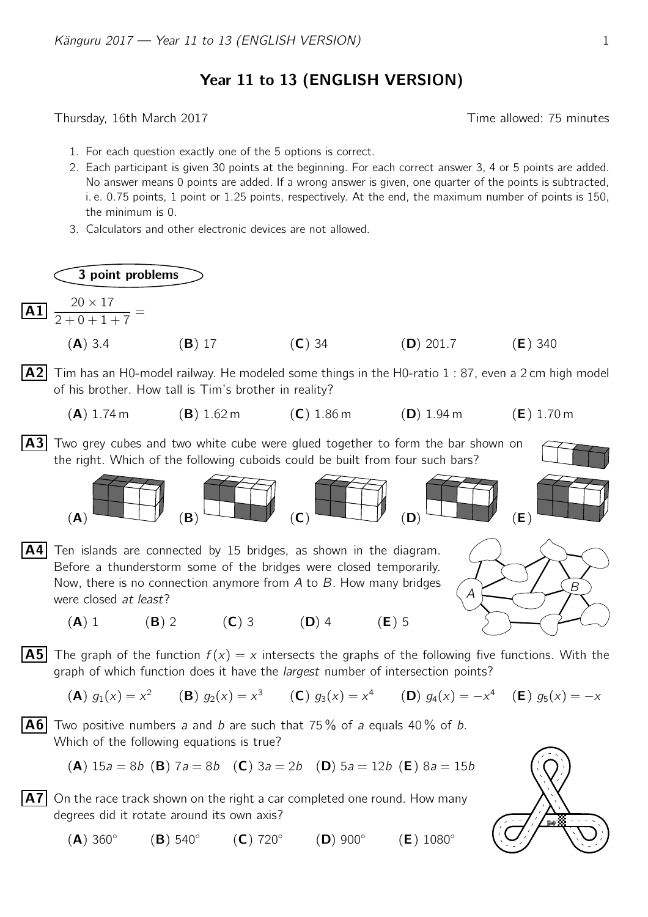# Year 11 to 13 (ENGLISH VERSION)

Thursday, 16th March 2017 Time allowed: 75 minutes

1. For each question exactly one of the 5 options is correct.
2. Each participant is given 30 points at the beginning. For each correct answer 3, 4 or 5 points are added. No answer means 0 points are added. If a wrong answer is given, one quarter of the points is subtracted, i. e. 0.75 points, 1 point or 1.25 points, respectively. At the end, the maximum number of points is 150, the minimum is 0.
3. Calculators and other electronic devices are not allowed.

## 3 point problems

**A1** $\dfrac{20 \times 17}{2+0+1+7} =$

(**A**) 3.4 (**B**) 17 (**C**) 34 (**D**) 201.7 (**E**) 340

**A2** Tim has an H0-model railway. He modeled some things in the H0-ratio 1 : 87, even a 2 cm high model of his brother. How tall is Tim's brother in reality?

(**A**) 1.74 m (**B**) 1.62 m (**C**) 1.86 m (**D**) 1.94 m (**E**) 1.70 m

**A3** Two grey cubes and two white cube were glued together to form the bar shown on the right. Which of the following cuboids could be built from four such bars?

(**A**) (**B**) (**C**) (**D**) (**E**)

**A4** Ten islands are connected by 15 bridges, as shown in the diagram. Before a thunderstorm some of the bridges were closed temporarily. Now, there is no connection anymore from $A$ to $B$. How many bridges were closed *at least*?

(**A**) 1 (**B**) 2 (**C**) 3 (**D**) 4 (**E**) 5

**A5** The graph of the function $f(x) = x$ intersects the graphs of the following five functions. With the graph of which function does it have the *largest* number of intersection points?

(**A**) $g_1(x) = x^2$ (**B**) $g_2(x) = x^3$ (**C**) $g_3(x) = x^4$ (**D**) $g_4(x) = -x^4$ (**E**) $g_5(x) = -x$

**A6** Two positive numbers $a$ and $b$ are such that 75 % of $a$ equals 40 % of $b$. Which of the following equations is true?

(**A**) $15a = 8b$ (**B**) $7a = 8b$ (**C**) $3a = 2b$ (**D**) $5a = 12b$ (**E**) $8a = 15b$

**A7** On the race track shown on the right a car completed one round. How many degrees did it rotate around its own axis?

(**A**) 360° (**B**) 540° (**C**) 720° (**D**) 900° (**E**) 1080°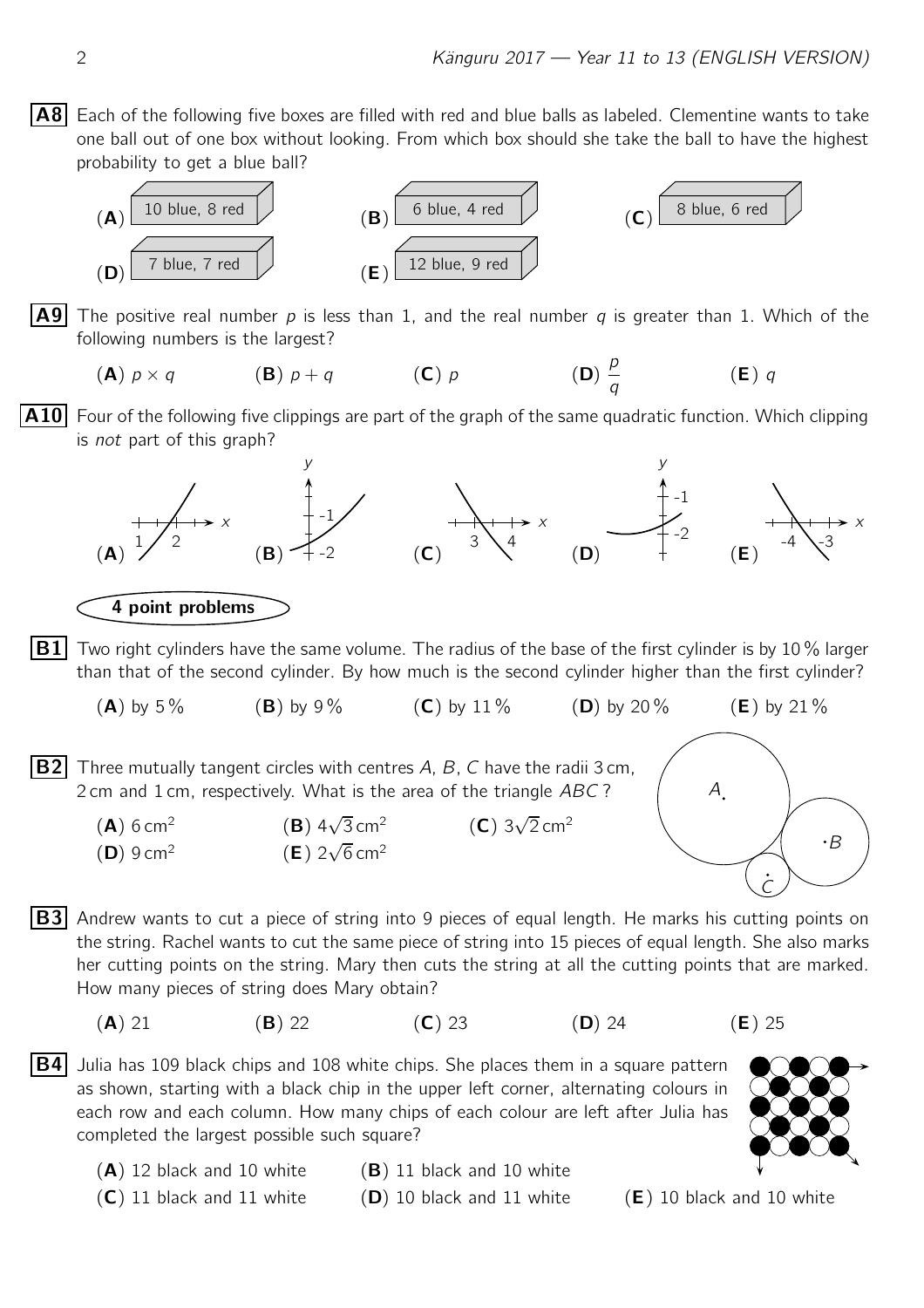**A8** Each of the following five boxes are filled with red and blue balls as labeled. Clementine wants to take one ball out of one box without looking. From which box should she take the ball to have the highest probability to get a blue ball?

(**A**) 10 blue, 8 red (**B**) 6 blue, 4 red (**C**) 8 blue, 6 red
(**D**) 7 blue, 7 red (**E**) 12 blue, 9 red

**A9** The positive real number $p$ is less than 1, and the real number $q$ is greater than 1. Which of the following numbers is the largest?

(**A**) $p \times q$ (**B**) $p + q$ (**C**) $p$ (**D**) $\frac{p}{q}$ (**E**) $q$

**A10** Four of the following five clippings are part of the graph of the same quadratic function. Which clipping is *not* part of this graph?

(**A**) (**B**) (**C**) (**D**) (**E**)

## 4 point problems

**B1** Two right cylinders have the same volume. The radius of the base of the first cylinder is by 10 % larger than that of the second cylinder. By how much is the second cylinder higher than the first cylinder?

(**A**) by 5 % (**B**) by 9 % (**C**) by 11 % (**D**) by 20 % (**E**) by 21 %

**B2** Three mutually tangent circles with centres $A$, $B$, $C$ have the radii 3 cm, 2 cm and 1 cm, respectively. What is the area of the triangle $ABC$?

(**A**) $6\,\text{cm}^2$ (**B**) $4\sqrt{3}\,\text{cm}^2$ (**C**) $3\sqrt{2}\,\text{cm}^2$
(**D**) $9\,\text{cm}^2$ (**E**) $2\sqrt{6}\,\text{cm}^2$

**B3** Andrew wants to cut a piece of string into 9 pieces of equal length. He marks his cutting points on the string. Rachel wants to cut the same piece of string into 15 pieces of equal length. She also marks her cutting points on the string. Mary then cuts the string at all the cutting points that are marked. How many pieces of string does Mary obtain?

(**A**) 21 (**B**) 22 (**C**) 23 (**D**) 24 (**E**) 25

**B4** Julia has 109 black chips and 108 white chips. She places them in a square pattern as shown, starting with a black chip in the upper left corner, alternating colours in each row and each column. How many chips of each colour are left after Julia has completed the largest possible such square?

(**A**) 12 black and 10 white (**B**) 11 black and 10 white
(**C**) 11 black and 11 white (**D**) 10 black and 11 white (**E**) 10 black and 10 white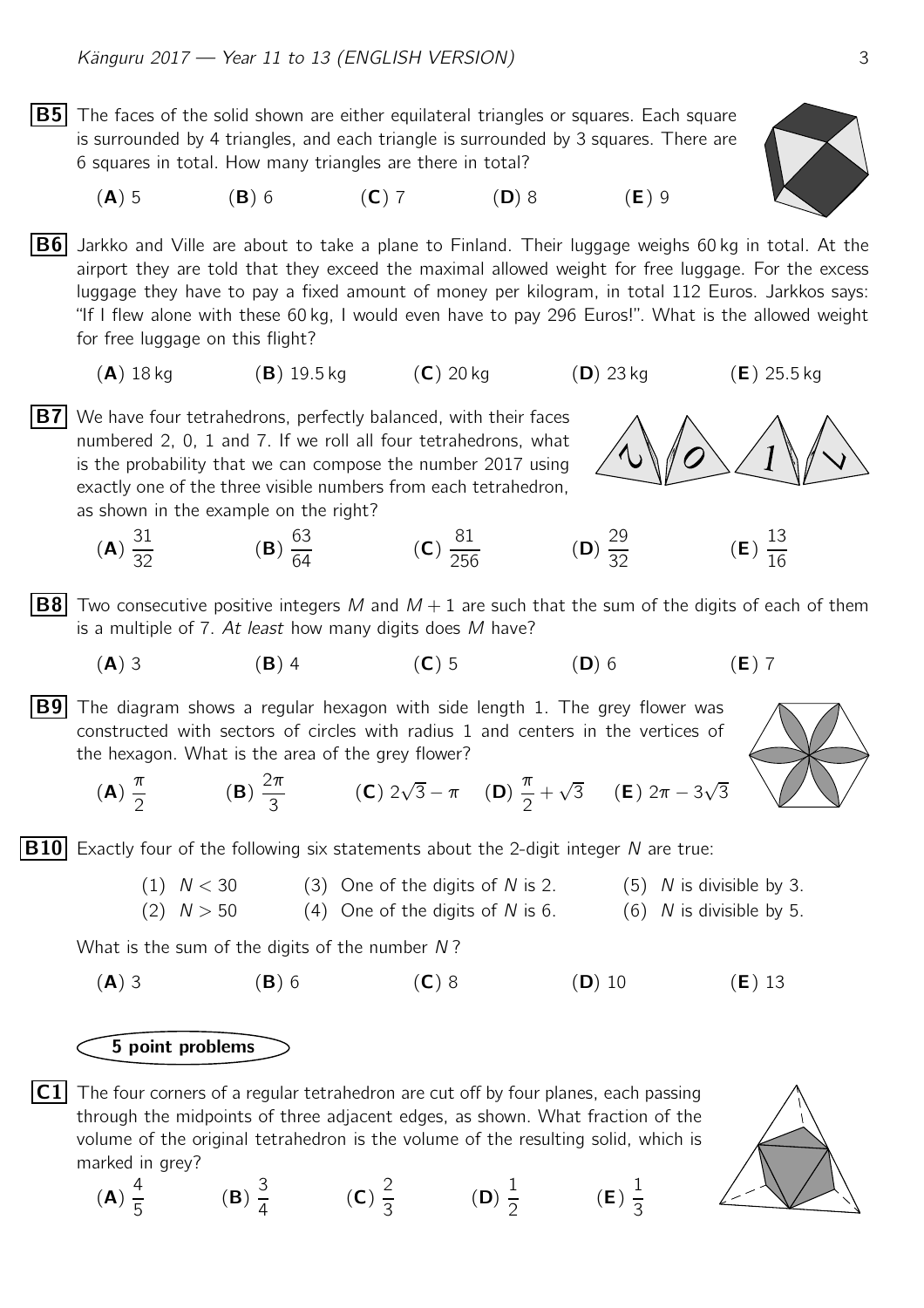**B5** The faces of the solid shown are either equilateral triangles or squares. Each square is surrounded by 4 triangles, and each triangle is surrounded by 3 squares. There are 6 squares in total. How many triangles are there in total?

(**A**) 5 (**B**) 6 (**C**) 7 (**D**) 8 (**E**) 9

**B6** Jarkko and Ville are about to take a plane to Finland. Their luggage weighs 60 kg in total. At the airport they are told that they exceed the maximal allowed weight for free luggage. For the excess luggage they have to pay a fixed amount of money per kilogram, in total 112 Euros. Jarkkos says: "If I flew alone with these 60 kg, I would even have to pay 296 Euros!". What is the allowed weight for free luggage on this flight?

(**A**) 18 kg (**B**) 19.5 kg (**C**) 20 kg (**D**) 23 kg (**E**) 25.5 kg

**B7** We have four tetrahedrons, perfectly balanced, with their faces numbered 2, 0, 1 and 7. If we roll all four tetrahedrons, what is the probability that we can compose the number 2017 using exactly one of the three visible numbers from each tetrahedron, as shown in the example on the right?

(**A**) $\frac{31}{32}$ (**B**) $\frac{63}{64}$ (**C**) $\frac{81}{256}$ (**D**) $\frac{29}{32}$ (**E**) $\frac{13}{16}$

**B8** Two consecutive positive integers $M$ and $M+1$ are such that the sum of the digits of each of them is a multiple of 7. *At least* how many digits does $M$ have?

(**A**) 3 (**B**) 4 (**C**) 5 (**D**) 6 (**E**) 7

**B9** The diagram shows a regular hexagon with side length 1. The grey flower was constructed with sectors of circles with radius 1 and centers in the vertices of the hexagon. What is the area of the grey flower?

(**A**) $\frac{\pi}{2}$ (**B**) $\frac{2\pi}{3}$ (**C**) $2\sqrt{3}-\pi$ (**D**) $\frac{\pi}{2}+\sqrt{3}$ (**E**) $2\pi-3\sqrt{3}$

**B10** Exactly four of the following six statements about the 2-digit integer $N$ are true:

(1) $N < 30$ (3) One of the digits of $N$ is 2. (5) $N$ is divisible by 3.
(2) $N > 50$ (4) One of the digits of $N$ is 6. (6) $N$ is divisible by 5.

What is the sum of the digits of the number $N$?

(**A**) 3 (**B**) 6 (**C**) 8 (**D**) 10 (**E**) 13

## 5 point problems

**C1** The four corners of a regular tetrahedron are cut off by four planes, each passing through the midpoints of three adjacent edges, as shown. What fraction of the volume of the original tetrahedron is the volume of the resulting solid, which is marked in grey?

(**A**) $\frac{4}{5}$ (**B**) $\frac{3}{4}$ (**C**) $\frac{2}{3}$ (**D**) $\frac{1}{2}$ (**E**) $\frac{1}{3}$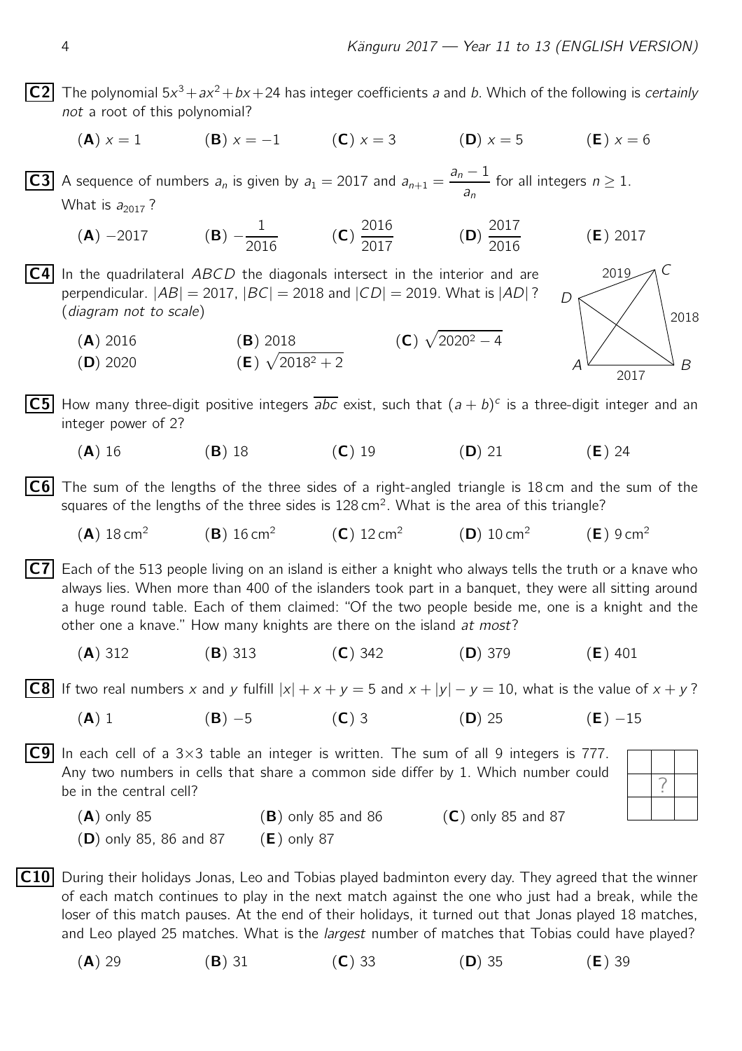**C2** The polynomial $5x^3 + ax^2 + bx + 24$ has integer coefficients $a$ and $b$. Which of the following is *certainly not* a root of this polynomial?

(**A**) $x = 1$ (**B**) $x = -1$ (**C**) $x = 3$ (**D**) $x = 5$ (**E**) $x = 6$

**C3** A sequence of numbers $a_n$ is given by $a_1 = 2017$ and $a_{n+1} = \dfrac{a_n - 1}{a_n}$ for all integers $n \geq 1$. What is $a_{2017}$?

(**A**) $-2017$ (**B**) $-\dfrac{1}{2016}$ (**C**) $\dfrac{2016}{2017}$ (**D**) $\dfrac{2017}{2016}$ (**E**) $2017$

**C4** In the quadrilateral $ABCD$ the diagonals intersect in the interior and are perpendicular. $|AB| = 2017$, $|BC| = 2018$ and $|CD| = 2019$. What is $|AD|$? (*diagram not to scale*)

2019
C
D
2018
A
2017
B

(**A**) 2016 (**B**) 2018 (**C**) $\sqrt{2020^2 - 4}$
(**D**) 2020 (**E**) $\sqrt{2018^2 + 2}$

**C5** How many three-digit positive integers $\overline{abc}$ exist, such that $(a + b)^c$ is a three-digit integer and an integer power of 2?

(**A**) 16 (**B**) 18 (**C**) 19 (**D**) 21 (**E**) 24

**C6** The sum of the lengths of the three sides of a right-angled triangle is 18 cm and the sum of the squares of the lengths of the three sides is $128\,\text{cm}^2$. What is the area of this triangle?

(**A**) $18\,\text{cm}^2$ (**B**) $16\,\text{cm}^2$ (**C**) $12\,\text{cm}^2$ (**D**) $10\,\text{cm}^2$ (**E**) $9\,\text{cm}^2$

**C7** Each of the 513 people living on an island is either a knight who always tells the truth or a knave who always lies. When more than 400 of the islanders took part in a banquet, they were all sitting around a huge round table. Each of them claimed: "Of the two people beside me, one is a knight and the other one a knave." How many knights are there on the island *at most*?

(**A**) 312 (**B**) 313 (**C**) 342 (**D**) 379 (**E**) 401

**C8** If two real numbers $x$ and $y$ fulfill $|x| + x + y = 5$ and $x + |y| - y = 10$, what is the value of $x + y$?

(**A**) 1 (**B**) $-5$ (**C**) 3 (**D**) 25 (**E**) $-15$

**C9** In each cell of a $3\times3$ table an integer is written. The sum of all 9 integers is 777. Any two numbers in cells that share a common side differ by 1. Which number could be in the central cell?

| | | |
|---|---|---|
| | | |
| | ? | |
| | | |

(**A**) only 85 (**B**) only 85 and 86 (**C**) only 85 and 87
(**D**) only 85, 86 and 87 (**E**) only 87

**C10** During their holidays Jonas, Leo and Tobias played badminton every day. They agreed that the winner of each match continues to play in the next match against the one who just had a break, while the loser of this match pauses. At the end of their holidays, it turned out that Jonas played 18 matches, and Leo played 25 matches. What is the *largest* number of matches that Tobias could have played?

(**A**) 29 (**B**) 31 (**C**) 33 (**D**) 35 (**E**) 39